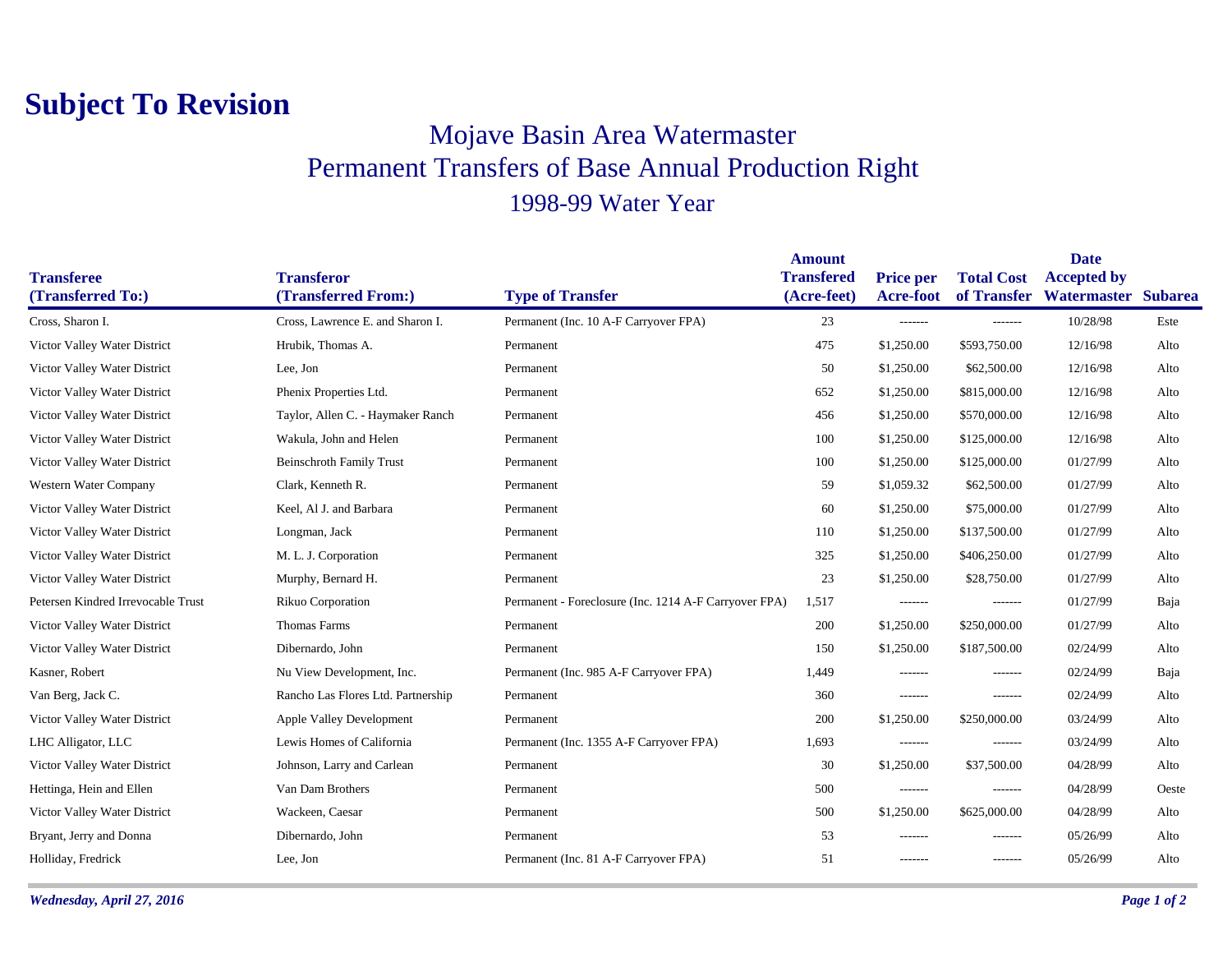# Subject To Revision

## Mojave Basin Area Watermaster
## Permanent Transfers of Base Annual Production Right
### 1998-99 Water Year

| Transferee (Transferred To:) | Transferor (Transferred From:) | Type of Transfer | Amount Transfered (Acre-feet) | Price per Acre-foot | Total Cost of Transfer | Date Accepted by Watermaster | Subarea |
|---|---|---|---|---|---|---|---|
| Cross, Sharon I. | Cross, Lawrence E. and Sharon I. | Permanent (Inc. 10 A-F Carryover FPA) | 23 | ------- | ------- | 10/28/98 | Este |
| Victor Valley Water District | Hrubik, Thomas A. | Permanent | 475 | $1,250.00 | $593,750.00 | 12/16/98 | Alto |
| Victor Valley Water District | Lee, Jon | Permanent | 50 | $1,250.00 | $62,500.00 | 12/16/98 | Alto |
| Victor Valley Water District | Phenix Properties Ltd. | Permanent | 652 | $1,250.00 | $815,000.00 | 12/16/98 | Alto |
| Victor Valley Water District | Taylor, Allen C. - Haymaker Ranch | Permanent | 456 | $1,250.00 | $570,000.00 | 12/16/98 | Alto |
| Victor Valley Water District | Wakula, John and Helen | Permanent | 100 | $1,250.00 | $125,000.00 | 12/16/98 | Alto |
| Victor Valley Water District | Beinschroth Family Trust | Permanent | 100 | $1,250.00 | $125,000.00 | 01/27/99 | Alto |
| Western Water Company | Clark, Kenneth R. | Permanent | 59 | $1,059.32 | $62,500.00 | 01/27/99 | Alto |
| Victor Valley Water District | Keel, Al J. and Barbara | Permanent | 60 | $1,250.00 | $75,000.00 | 01/27/99 | Alto |
| Victor Valley Water District | Longman, Jack | Permanent | 110 | $1,250.00 | $137,500.00 | 01/27/99 | Alto |
| Victor Valley Water District | M. L. J. Corporation | Permanent | 325 | $1,250.00 | $406,250.00 | 01/27/99 | Alto |
| Victor Valley Water District | Murphy, Bernard H. | Permanent | 23 | $1,250.00 | $28,750.00 | 01/27/99 | Alto |
| Petersen Kindred Irrevocable Trust | Rikuo Corporation | Permanent - Foreclosure (Inc. 1214 A-F Carryover FPA) | 1,517 | ------- | ------- | 01/27/99 | Baja |
| Victor Valley Water District | Thomas Farms | Permanent | 200 | $1,250.00 | $250,000.00 | 01/27/99 | Alto |
| Victor Valley Water District | Dibernardo, John | Permanent | 150 | $1,250.00 | $187,500.00 | 02/24/99 | Alto |
| Kasner, Robert | Nu View Development, Inc. | Permanent (Inc. 985 A-F Carryover FPA) | 1,449 | ------- | ------- | 02/24/99 | Baja |
| Van Berg, Jack C. | Rancho Las Flores Ltd. Partnership | Permanent | 360 | ------- | ------- | 02/24/99 | Alto |
| Victor Valley Water District | Apple Valley Development | Permanent | 200 | $1,250.00 | $250,000.00 | 03/24/99 | Alto |
| LHC Alligator, LLC | Lewis Homes of California | Permanent (Inc. 1355 A-F Carryover FPA) | 1,693 | ------- | ------- | 03/24/99 | Alto |
| Victor Valley Water District | Johnson, Larry and Carlean | Permanent | 30 | $1,250.00 | $37,500.00 | 04/28/99 | Alto |
| Hettinga, Hein and Ellen | Van Dam Brothers | Permanent | 500 | ------- | ------- | 04/28/99 | Oeste |
| Victor Valley Water District | Wackeen, Caesar | Permanent | 500 | $1,250.00 | $625,000.00 | 04/28/99 | Alto |
| Bryant, Jerry and Donna | Dibernardo, John | Permanent | 53 | ------- | ------- | 05/26/99 | Alto |
| Holliday, Fredrick | Lee, Jon | Permanent (Inc. 81 A-F Carryover FPA) | 51 | ------- | ------- | 05/26/99 | Alto |

*Wednesday, April 27, 2016*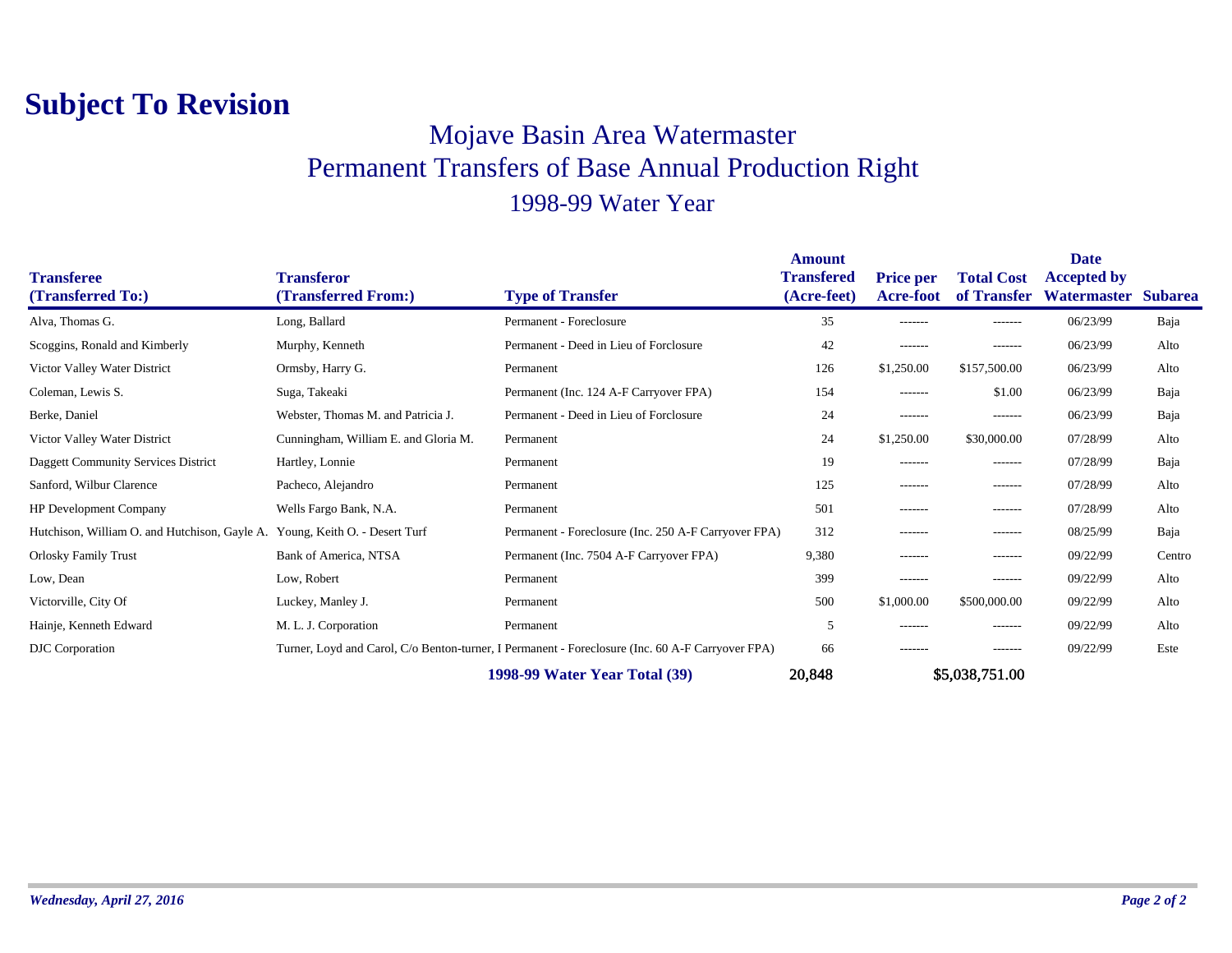# Subject To Revision

## Mojave Basin Area Watermaster
## Permanent Transfers of Base Annual Production Right
## 1998-99 Water Year

| Transferee (Transferred To:) | Transferor (Transferred From:) | Type of Transfer | Amount Transfered (Acre-feet) | Price per Acre-foot | Total Cost of Transfer | Date Accepted by Watermaster | Subarea |
|---|---|---|---|---|---|---|---|
| Alva, Thomas G. | Long, Ballard | Permanent - Foreclosure | 35 | ------- | ------- | 06/23/99 | Baja |
| Scoggins, Ronald and Kimberly | Murphy, Kenneth | Permanent - Deed in Lieu of Forclosure | 42 | ------- | ------- | 06/23/99 | Alto |
| Victor Valley Water District | Ormsby, Harry G. | Permanent | 126 | $1,250.00 | $157,500.00 | 06/23/99 | Alto |
| Coleman, Lewis S. | Suga, Takeaki | Permanent (Inc. 124 A-F Carryover FPA) | 154 | ------- | $1.00 | 06/23/99 | Baja |
| Berke, Daniel | Webster, Thomas M. and Patricia J. | Permanent - Deed in Lieu of Forclosure | 24 | ------- | ------- | 06/23/99 | Baja |
| Victor Valley Water District | Cunningham, William E. and Gloria M. | Permanent | 24 | $1,250.00 | $30,000.00 | 07/28/99 | Alto |
| Daggett Community Services District | Hartley, Lonnie | Permanent | 19 | ------- | ------- | 07/28/99 | Baja |
| Sanford, Wilbur Clarence | Pacheco, Alejandro | Permanent | 125 | ------- | ------- | 07/28/99 | Alto |
| HP Development Company | Wells Fargo Bank, N.A. | Permanent | 501 | ------- | ------- | 07/28/99 | Alto |
| Hutchison, William O. and Hutchison, Gayle A. | Young, Keith O. - Desert Turf | Permanent - Foreclosure (Inc. 250 A-F Carryover FPA) | 312 | ------- | ------- | 08/25/99 | Baja |
| Orlosky Family Trust | Bank of America, NTSA | Permanent (Inc. 7504 A-F Carryover FPA) | 9,380 | ------- | ------- | 09/22/99 | Centro |
| Low, Dean | Low, Robert | Permanent | 399 | ------- | ------- | 09/22/99 | Alto |
| Victorville, City Of | Luckey, Manley J. | Permanent | 500 | $1,000.00 | $500,000.00 | 09/22/99 | Alto |
| Hainje, Kenneth Edward | M. L. J. Corporation | Permanent | 5 | ------- | ------- | 09/22/99 | Alto |
| DJC Corporation | Turner, Loyd and Carol, C/o Benton-turner, I | Permanent - Foreclosure (Inc. 60 A-F Carryover FPA) | 66 | ------- | ------- | 09/22/99 | Este |
| | | **1998-99 Water Year Total (39)** | **20,848** | | **$5,038,751.00** | | |

*Wednesday, April 27, 2016*